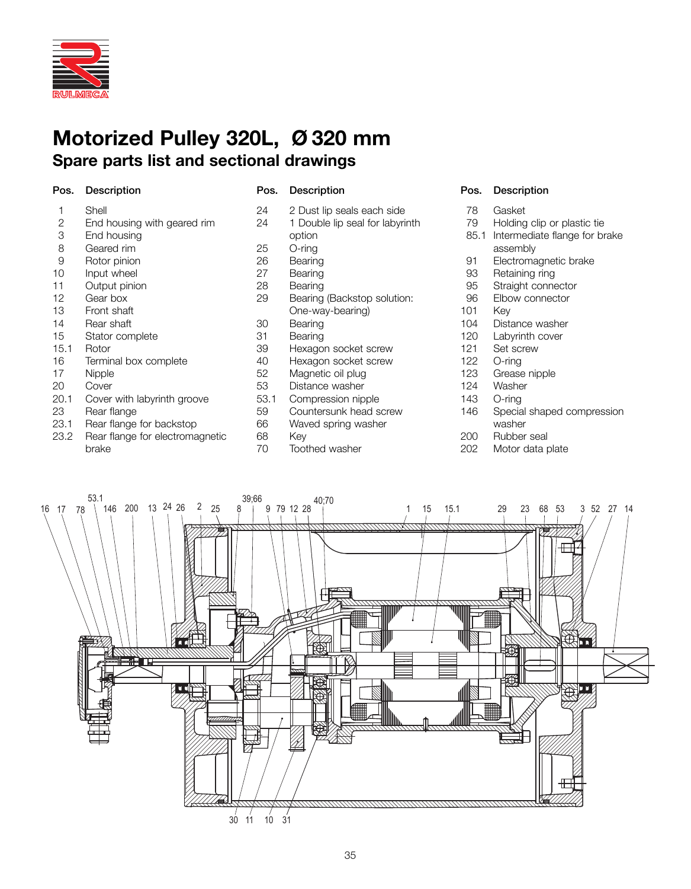# Motorized Pulley 320L, Ø 320 mm

## Spare parts list and sectional drawings

| Pos. | Description |
|---|---|
| 1 | Shell |
| 2 | End housing with geared rim |
| 3 | End housing |
| 8 | Geared rim |
| 9 | Rotor pinion |
| 10 | Input wheel |
| 11 | Output pinion |
| 12 | Gear box |
| 13 | Front shaft |
| 14 | Rear shaft |
| 15 | Stator complete |
| 15.1 | Rotor |
| 16 | Terminal box complete |
| 17 | Nipple |
| 20 | Cover |
| 20.1 | Cover with labyrinth groove |
| 23 | Rear flange |
| 23.1 | Rear flange for backstop |
| 23.2 | Rear flange for electromagnetic brake |
| 24 | 2 Dust lip seals each side |
| 24 | 1 Double lip seal for labyrinth option |
| 25 | O-ring |
| 26 | Bearing |
| 27 | Bearing |
| 28 | Bearing |
| 29 | Bearing (Backstop solution: One-way-bearing) |
| 30 | Bearing |
| 31 | Bearing |
| 39 | Hexagon socket screw |
| 40 | Hexagon socket screw |
| 52 | Magnetic oil plug |
| 53 | Distance washer |
| 53.1 | Compression nipple |
| 59 | Countersunk head screw |
| 66 | Waved spring washer |
| 68 | Key |
| 70 | Toothed washer |
| 78 | Gasket |
| 79 | Holding clip or plastic tie |
| 85.1 | Intermediate flange for brake assembly |
| 91 | Electromagnetic brake |
| 93 | Retaining ring |
| 95 | Straight connector |
| 96 | Elbow connector |
| 101 | Key |
| 104 | Distance washer |
| 120 | Labyrinth cover |
| 121 | Set screw |
| 122 | O-ring |
| 123 | Grease nipple |
| 124 | Washer |
| 143 | O-ring |
| 146 | Special shaped compression washer |
| 200 | Rubber seal |
| 202 | Motor data plate |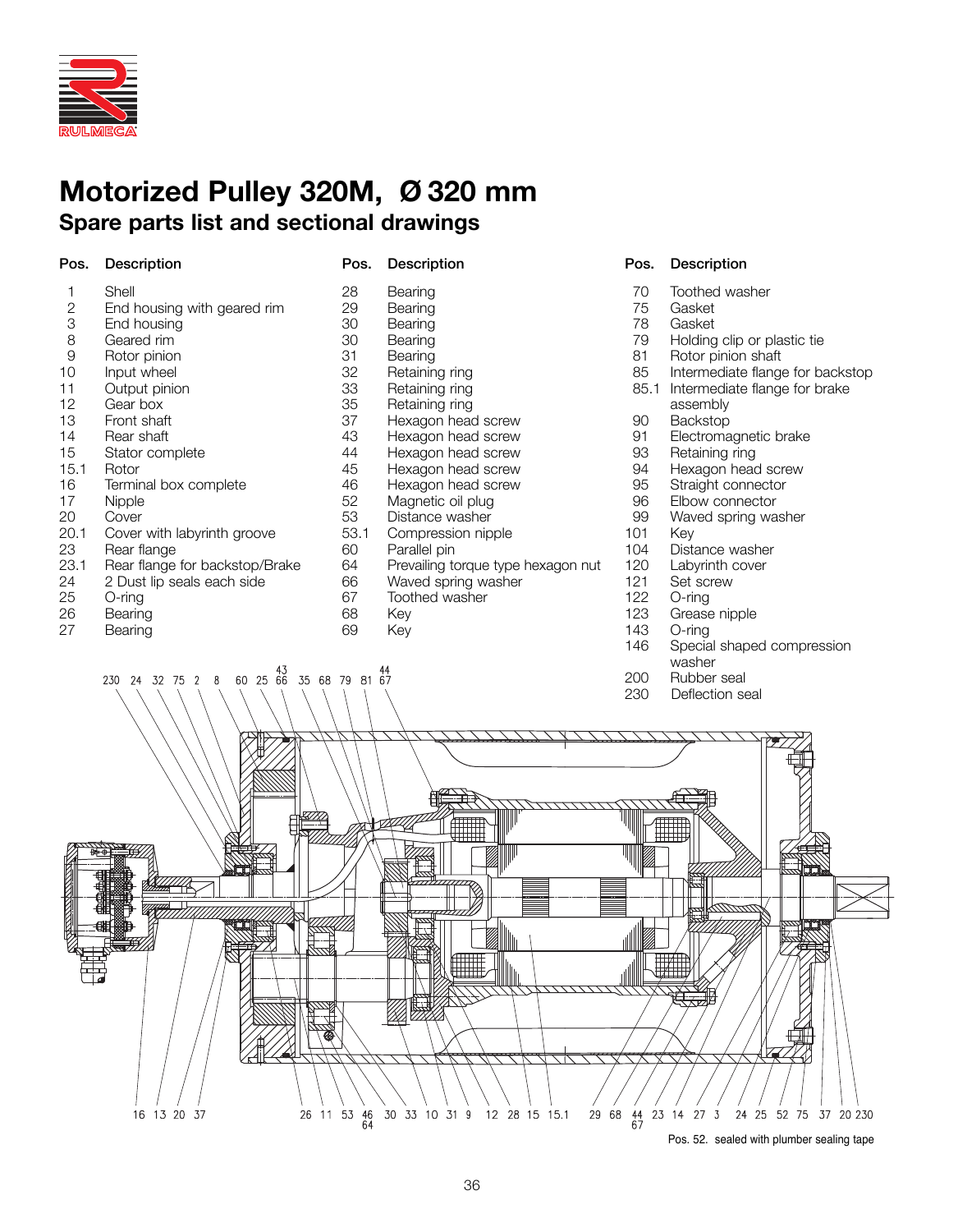# Motorized Pulley 320M, Ø 320 mm

## Spare parts list and sectional drawings

| Pos. | Description |
|---|---|
| 1 | Shell |
| 2 | End housing with geared rim |
| 3 | End housing |
| 8 | Geared rim |
| 9 | Rotor pinion |
| 10 | Input wheel |
| 11 | Output pinion |
| 12 | Gear box |
| 13 | Front shaft |
| 14 | Rear shaft |
| 15 | Stator complete |
| 15.1 | Rotor |
| 16 | Terminal box complete |
| 17 | Nipple |
| 20 | Cover |
| 20.1 | Cover with labyrinth groove |
| 23 | Rear flange |
| 23.1 | Rear flange for backstop/Brake |
| 24 | 2 Dust lip seals each side |
| 25 | O-ring |
| 26 | Bearing |
| 27 | Bearing |
| 28 | Bearing |
| 29 | Bearing |
| 30 | Bearing |
| 30 | Bearing |
| 31 | Bearing |
| 32 | Retaining ring |
| 33 | Retaining ring |
| 35 | Retaining ring |
| 37 | Hexagon head screw |
| 43 | Hexagon head screw |
| 44 | Hexagon head screw |
| 45 | Hexagon head screw |
| 46 | Hexagon head screw |
| 52 | Magnetic oil plug |
| 53 | Distance washer |
| 53.1 | Compression nipple |
| 60 | Parallel pin |
| 64 | Prevailing torque type hexagon nut |
| 66 | Waved spring washer |
| 67 | Toothed washer |
| 68 | Key |
| 69 | Key |
| 70 | Toothed washer |
| 75 | Gasket |
| 78 | Gasket |
| 79 | Holding clip or plastic tie |
| 81 | Rotor pinion shaft |
| 85 | Intermediate flange for backstop |
| 85.1 | Intermediate flange for brake assembly |
| 90 | Backstop |
| 91 | Electromagnetic brake |
| 93 | Retaining ring |
| 94 | Hexagon head screw |
| 95 | Straight connector |
| 96 | Elbow connector |
| 99 | Waved spring washer |
| 101 | Key |
| 104 | Distance washer |
| 120 | Labyrinth cover |
| 121 | Set screw |
| 122 | O-ring |
| 123 | Grease nipple |
| 143 | O-ring |
| 146 | Special shaped compression washer |
| 200 | Rubber seal |
| 230 | Deflection seal |

Pos. 52. sealed with plumber sealing tape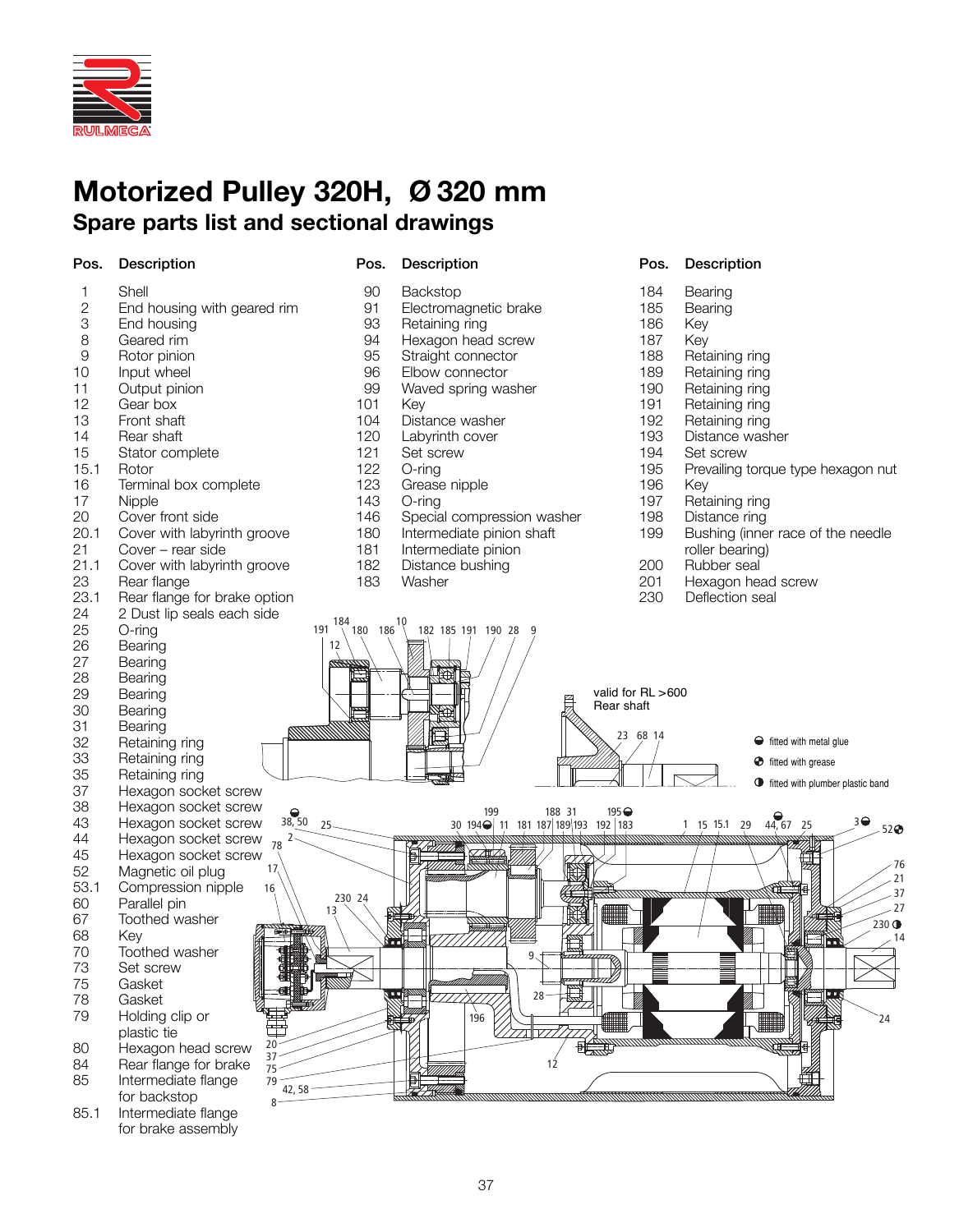# Motorized Pulley 320H, Ø 320 mm

## Spare parts list and sectional drawings

| Pos. | Description |
|---|---|
| 1 | Shell |
| 2 | End housing with geared rim |
| 3 | End housing |
| 8 | Geared rim |
| 9 | Rotor pinion |
| 10 | Input wheel |
| 11 | Output pinion |
| 12 | Gear box |
| 13 | Front shaft |
| 14 | Rear shaft |
| 15 | Stator complete |
| 15.1 | Rotor |
| 16 | Terminal box complete |
| 17 | Nipple |
| 20 | Cover front side |
| 20.1 | Cover with labyrinth groove |
| 21 | Cover – rear side |
| 21.1 | Cover with labyrinth groove |
| 23 | Rear flange |
| 23.1 | Rear flange for brake option |
| 24 | 2 Dust lip seals each side |
| 25 | O-ring |
| 26 | Bearing |
| 27 | Bearing |
| 28 | Bearing |
| 29 | Bearing |
| 30 | Bearing |
| 31 | Bearing |
| 32 | Retaining ring |
| 33 | Retaining ring |
| 35 | Retaining ring |
| 37 | Hexagon socket screw |
| 38 | Hexagon socket screw |
| 43 | Hexagon socket screw |
| 44 | Hexagon socket screw |
| 45 | Hexagon socket screw |
| 52 | Magnetic oil plug |
| 53.1 | Compression nipple |
| 60 | Parallel pin |
| 67 | Toothed washer |
| 68 | Key |
| 70 | Toothed washer |
| 73 | Set screw |
| 75 | Gasket |
| 78 | Gasket |
| 79 | Holding clip or plastic tie |
| 80 | Hexagon head screw |
| 84 | Rear flange for brake |
| 85 | Intermediate flange for backstop |
| 85.1 | Intermediate flange for brake assembly |
| 90 | Backstop |
| 91 | Electromagnetic brake |
| 93 | Retaining ring |
| 94 | Hexagon head screw |
| 95 | Straight connector |
| 96 | Elbow connector |
| 99 | Waved spring washer |
| 101 | Key |
| 104 | Distance washer |
| 120 | Labyrinth cover |
| 121 | Set screw |
| 122 | O-ring |
| 123 | Grease nipple |
| 143 | O-ring |
| 146 | Special compression washer |
| 180 | Intermediate pinion shaft |
| 181 | Intermediate pinion |
| 182 | Distance bushing |
| 183 | Washer |
| 184 | Bearing |
| 185 | Bearing |
| 186 | Key |
| 187 | Key |
| 188 | Retaining ring |
| 189 | Retaining ring |
| 190 | Retaining ring |
| 191 | Retaining ring |
| 192 | Retaining ring |
| 193 | Distance washer |
| 194 | Set screw |
| 195 | Prevailing torque type hexagon nut |
| 196 | Key |
| 197 | Retaining ring |
| 198 | Distance ring |
| 199 | Bushing (inner race of the needle roller bearing) |
| 200 | Rubber seal |
| 201 | Hexagon head screw |
| 230 | Deflection seal |

valid for RL >600
Rear shaft

- ◒ fitted with metal glue
- ◕ fitted with grease
- ◑ fitted with plumber plastic band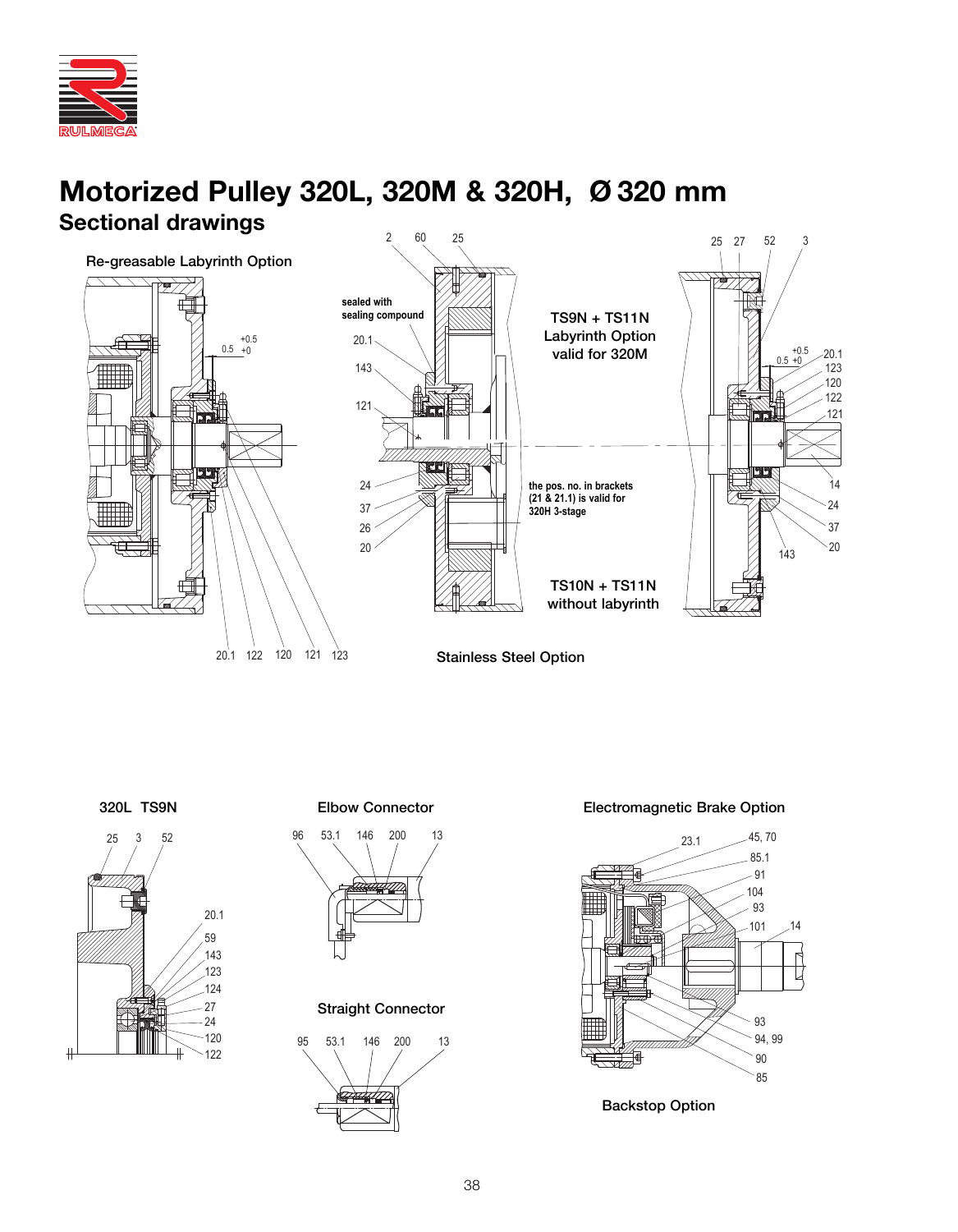# Motorized Pulley 320L, 320M & 320H, Ø 320 mm

## Sectional drawings

Re-greasable Labyrinth Option

0.5 +0.5 +0

20.1 122 120 121 123

2 60 25

sealed with sealing compound

20.1

143

121

24

37

26

20

TS9N + TS11N Labyrinth Option valid for 320M

the pos. no. in brackets (21 & 21.1) is valid for 320H 3-stage

TS10N + TS11N without labyrinth

Stainless Steel Option

25 27 52 3

0.5 +0.5 +0

20.1

123

120

122

121

14

24

37

20

143

320L TS9N

25 3 52

20.1

59

143

123

124

27

24

120

122

Elbow Connector

96 53.1 146 200 13

Straight Connector

95 53.1 146 200 13

Electromagnetic Brake Option

23.1

45, 70

85.1

91

104

93

101

14

93

94, 99

90

85

Backstop Option